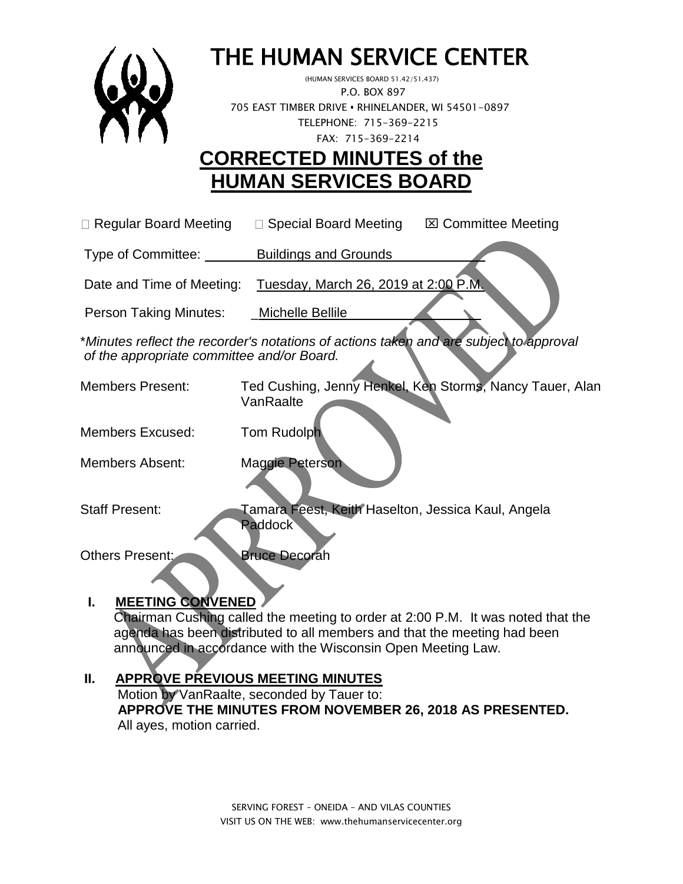# THE HUMAN SERVICE CENTER

(HUMAN SERVICES BOARD 51.42/51.437)
P.O. BOX 897
705 EAST TIMBER DRIVE • RHINELANDER, WI 54501-0897
TELEPHONE: 715-369-2215
FAX: 715-369-2214

# CORRECTED MINUTES of the HUMAN SERVICES BOARD

☐ Regular Board Meeting ☐ Special Board Meeting ☒ Committee Meeting

Type of Committee: Buildings and Grounds

Date and Time of Meeting: Tuesday, March 26, 2019 at 2:00 P.M.

Person Taking Minutes: Michelle Bellile

*\*Minutes reflect the recorder's notations of actions taken and are subject to approval of the appropriate committee and/or Board.*

Members Present: Ted Cushing, Jenny Henkel, Ken Storms, Nancy Tauer, Alan VanRaalte

Members Excused: Tom Rudolph

Members Absent: Maggie Peterson

Staff Present: Tamara Feest, Keith Haselton, Jessica Kaul, Angela Paddock

Others Present: Bruce Decorah

## I. MEETING CONVENED

Chairman Cushing called the meeting to order at 2:00 P.M. It was noted that the agenda has been distributed to all members and that the meeting had been announced in accordance with the Wisconsin Open Meeting Law.

## II. APPROVE PREVIOUS MEETING MINUTES

Motion by VanRaalte, seconded by Tauer to:
**APPROVE THE MINUTES FROM NOVEMBER 26, 2018 AS PRESENTED.**
All ayes, motion carried.

SERVING FOREST – ONEIDA – AND VILAS COUNTIES
VISIT US ON THE WEB: www.thehumanservicecenter.org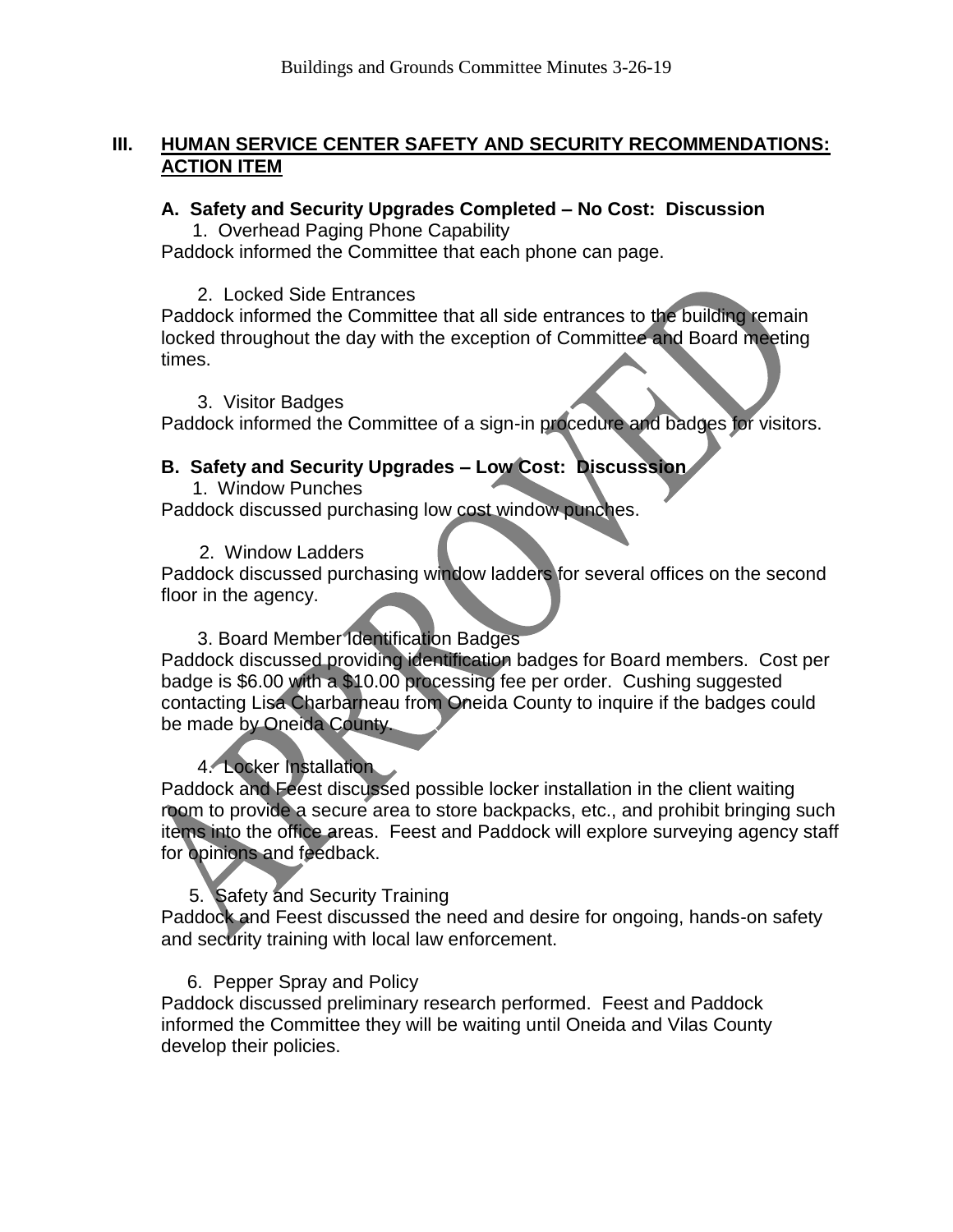## III. HUMAN SERVICE CENTER SAFETY AND SECURITY RECOMMENDATIONS: ACTION ITEM

### A. Safety and Security Upgrades Completed – No Cost: Discussion

1. Overhead Paging Phone Capability

Paddock informed the Committee that each phone can page.

2. Locked Side Entrances

Paddock informed the Committee that all side entrances to the building remain locked throughout the day with the exception of Committee and Board meeting times.

3. Visitor Badges

Paddock informed the Committee of a sign-in procedure and badges for visitors.

### B. Safety and Security Upgrades – Low Cost: Discusssion

1. Window Punches

Paddock discussed purchasing low cost window punches.

2. Window Ladders

Paddock discussed purchasing window ladders for several offices on the second floor in the agency.

3. Board Member Identification Badges

Paddock discussed providing identification badges for Board members. Cost per badge is $6.00 with a $10.00 processing fee per order. Cushing suggested contacting Lisa Charbarneau from Oneida County to inquire if the badges could be made by Oneida County.

4. Locker Installation

Paddock and Feest discussed possible locker installation in the client waiting room to provide a secure area to store backpacks, etc., and prohibit bringing such items into the office areas. Feest and Paddock will explore surveying agency staff for opinions and feedback.

5. Safety and Security Training

Paddock and Feest discussed the need and desire for ongoing, hands-on safety and security training with local law enforcement.

6. Pepper Spray and Policy

Paddock discussed preliminary research performed. Feest and Paddock informed the Committee they will be waiting until Oneida and Vilas County develop their policies.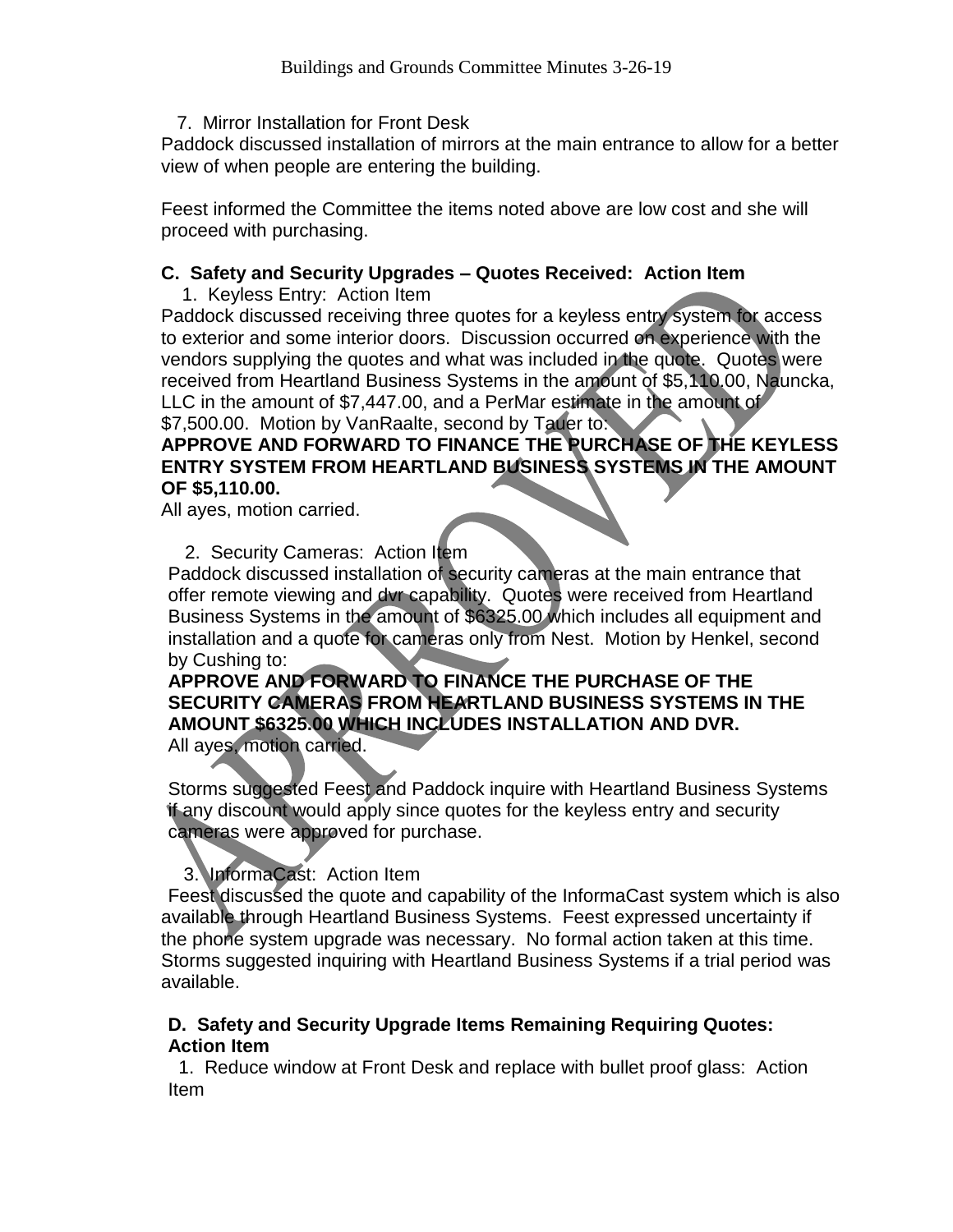7. Mirror Installation for Front Desk

Paddock discussed installation of mirrors at the main entrance to allow for a better view of when people are entering the building.

Feest informed the Committee the items noted above are low cost and she will proceed with purchasing.

**C. Safety and Security Upgrades – Quotes Received: Action Item**

1. Keyless Entry: Action Item

Paddock discussed receiving three quotes for a keyless entry system for access to exterior and some interior doors. Discussion occurred on experience with the vendors supplying the quotes and what was included in the quote. Quotes were received from Heartland Business Systems in the amount of $5,110.00, Nauncka, LLC in the amount of $7,447.00, and a PerMar estimate in the amount of $7,500.00. Motion by VanRaalte, second by Tauer to:

**APPROVE AND FORWARD TO FINANCE THE PURCHASE OF THE KEYLESS ENTRY SYSTEM FROM HEARTLAND BUSINESS SYSTEMS IN THE AMOUNT OF $5,110.00.**

All ayes, motion carried.

2. Security Cameras: Action Item

Paddock discussed installation of security cameras at the main entrance that offer remote viewing and dvr capability. Quotes were received from Heartland Business Systems in the amount of $6325.00 which includes all equipment and installation and a quote for cameras only from Nest. Motion by Henkel, second by Cushing to:

**APPROVE AND FORWARD TO FINANCE THE PURCHASE OF THE SECURITY CAMERAS FROM HEARTLAND BUSINESS SYSTEMS IN THE AMOUNT $6325.00 WHICH INCLUDES INSTALLATION AND DVR.**

All ayes, motion carried.

Storms suggested Feest and Paddock inquire with Heartland Business Systems if any discount would apply since quotes for the keyless entry and security cameras were approved for purchase.

3. InformaCast: Action Item

Feest discussed the quote and capability of the InformaCast system which is also available through Heartland Business Systems. Feest expressed uncertainty if the phone system upgrade was necessary. No formal action taken at this time. Storms suggested inquiring with Heartland Business Systems if a trial period was available.

**D. Safety and Security Upgrade Items Remaining Requiring Quotes: Action Item**

1. Reduce window at Front Desk and replace with bullet proof glass: Action Item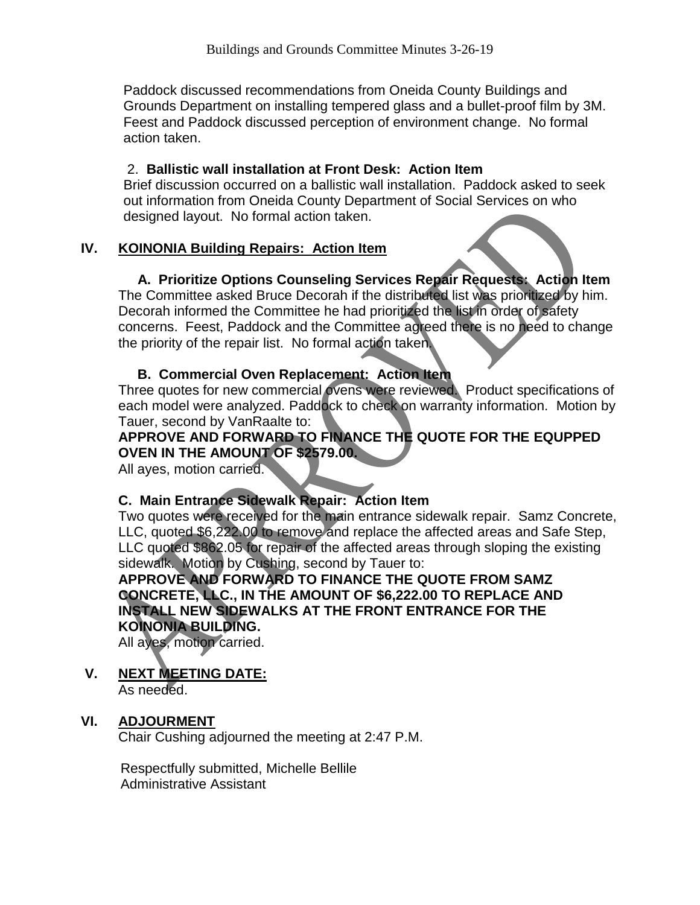Paddock discussed recommendations from Oneida County Buildings and Grounds Department on installing tempered glass and a bullet-proof film by 3M. Feest and Paddock discussed perception of environment change. No formal action taken.

2. **Ballistic wall installation at Front Desk: Action Item**
Brief discussion occurred on a ballistic wall installation. Paddock asked to seek out information from Oneida County Department of Social Services on who designed layout. No formal action taken.

## IV. KOINONIA Building Repairs: Action Item

### A. Prioritize Options Counseling Services Repair Requests: Action Item

The Committee asked Bruce Decorah if the distributed list was prioritized by him. Decorah informed the Committee he had prioritized the list in order of safety concerns. Feest, Paddock and the Committee agreed there is no need to change the priority of the repair list. No formal action taken.

### B. Commercial Oven Replacement: Action Item

Three quotes for new commercial ovens were reviewed. Product specifications of each model were analyzed. Paddock to check on warranty information. Motion by Tauer, second by VanRaalte to:

**APPROVE AND FORWARD TO FINANCE THE QUOTE FOR THE EQUPPED OVEN IN THE AMOUNT OF $2579.00.**

All ayes, motion carried.

### C. Main Entrance Sidewalk Repair: Action Item

Two quotes were received for the main entrance sidewalk repair. Samz Concrete, LLC, quoted $6,222.00 to remove and replace the affected areas and Safe Step, LLC quoted $862.05 for repair of the affected areas through sloping the existing sidewalk. Motion by Cushing, second by Tauer to:

**APPROVE AND FORWARD TO FINANCE THE QUOTE FROM SAMZ CONCRETE, LLC., IN THE AMOUNT OF $6,222.00 TO REPLACE AND INSTALL NEW SIDEWALKS AT THE FRONT ENTRANCE FOR THE KOINONIA BUILDING.**

All ayes, motion carried.

## V. NEXT MEETING DATE:

As needed.

## VI. ADJOURMENT

Chair Cushing adjourned the meeting at 2:47 P.M.

Respectfully submitted, Michelle Bellile
Administrative Assistant

APPROVED